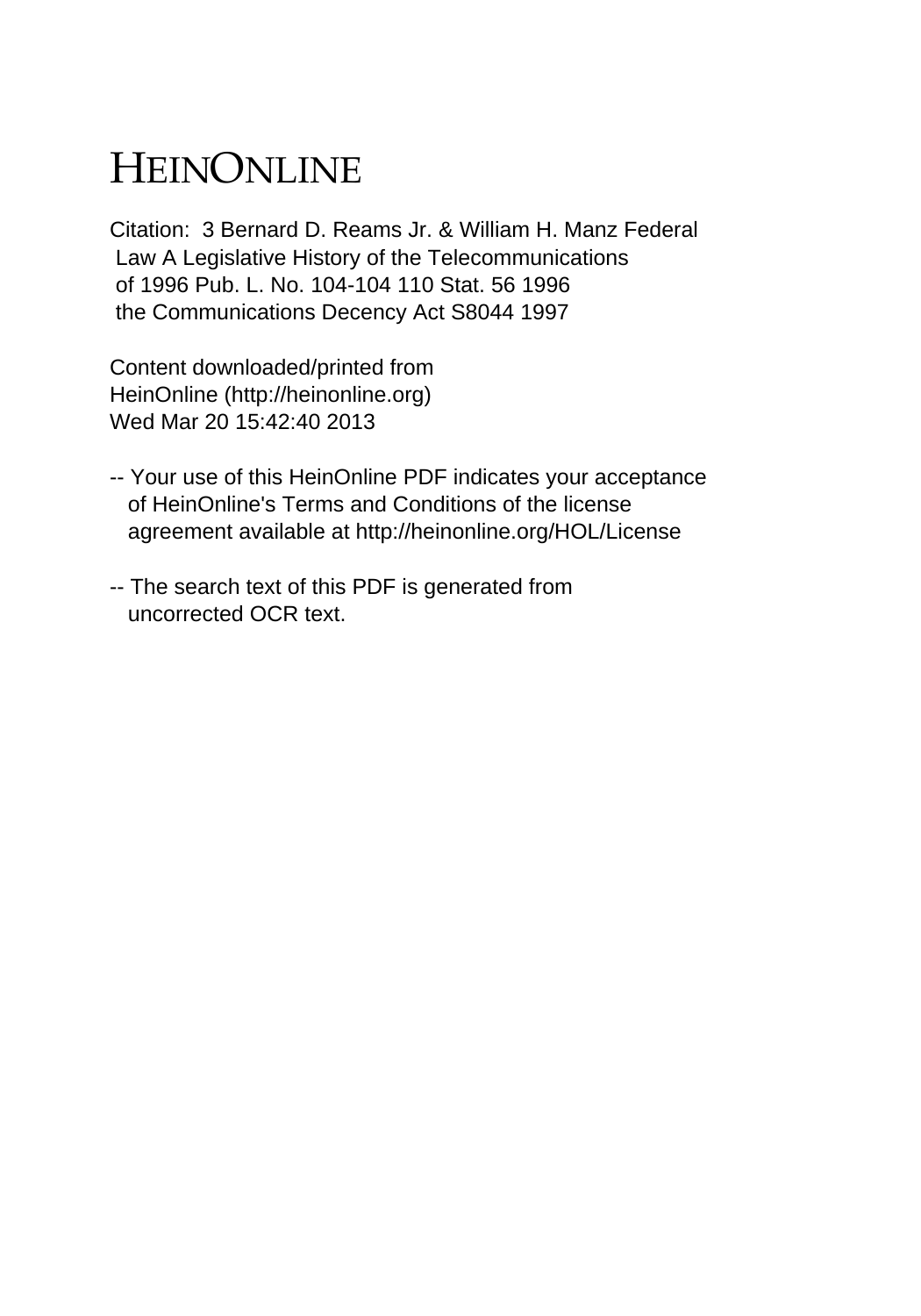# HEINONLINE

Citation: 3 Bernard D. Reams Jr. & William H. Manz Federal Law A Legislative History of the Telecommunications of 1996 Pub. L. No. 104-104 110 Stat. 56 1996 the Communications Decency Act S8044 1997

Content downloaded/printed from HeinOnline (http://heinonline.org)
Wed Mar 20 15:42:40 2013

-- Your use of this HeinOnline PDF indicates your acceptance of HeinOnline's Terms and Conditions of the license agreement available at http://heinonline.org/HOL/License

-- The search text of this PDF is generated from uncorrected OCR text.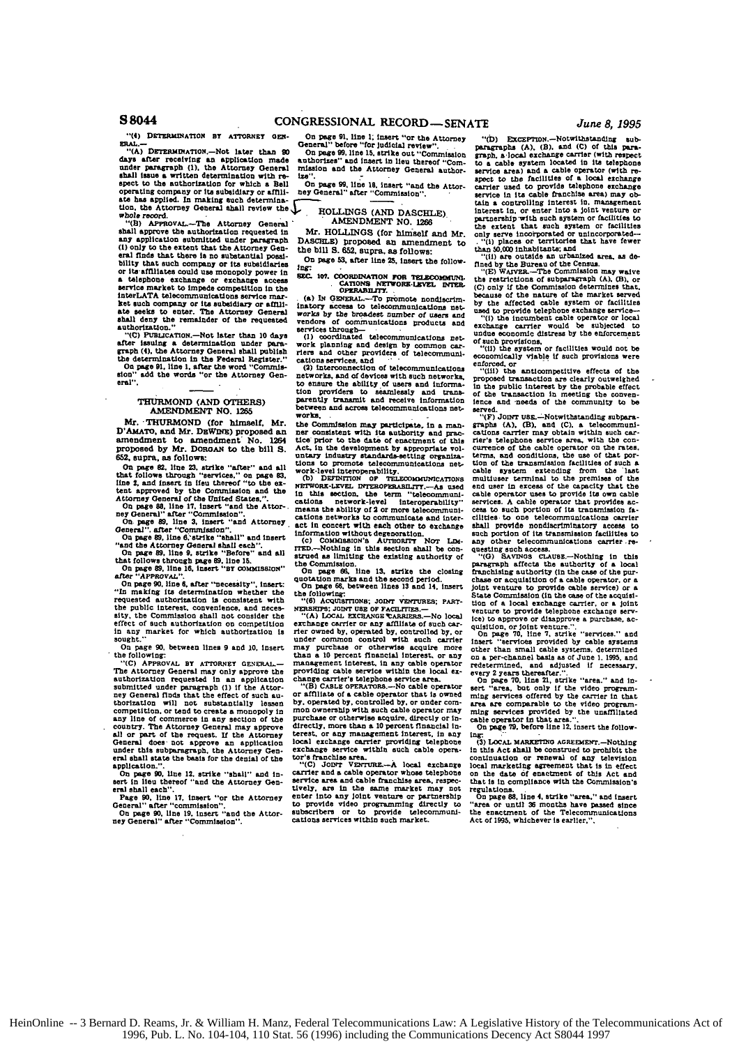"(4) DETERMINATION BY ATTORNEY GENERAL.—

"(A) DETERMINATION.—Not later than 90 days after receiving an application made under paragraph (1), the Attorney General shall issue a written determination with respect to the authorization for which a Bell operating company or its subsidiary or affiliate has applied. In making such determination, the Attorney General shall review the whole record.

"(B) APPROVAL.—The Attorney General shall approve the authorization requested in any application submitted under paragraph (1) only to the extent that the Attorney General finds that there is no substantial possibility that such company or its subsidiaries or its affiliates could use monopoly power in a telephone exchange or exchange access service market to impede competition in the interLATA telecommunications service market such company or its subsidiary or affiliate seeks to enter. The Attorney General shall deny the remainder of the requested authorization."

"(C) PUBLICATION.—Not later than 10 days after issuing a determination under paragraph (4), the Attorney General shall publish the determination in the Federal Register."

On page 91, line 1, after the word "Commission" add the words "or the Attorney General".

## THURMOND (AND OTHERS) AMENDMENT NO. 1265

Mr. THURMOND (for himself, Mr. D'AMATO, and Mr. DEWINE) proposed an amendment to amendment No. 1264 proposed by Mr. DORGAN to the bill S. 652, supra, as follows:

On page 82, line 23, strike "after" and all that follows through "services." on page 83, line 2, and insert in lieu thereof "to the extent approved by the Commission and the Attorney General of the United States,".

On page 88, line 17, insert "and the Attorney General" after "Commission".

On page 89, line 3, insert "and Attorney General". after "Commission".

On page 89, line 6, strike "shall" and insert "and the Attorney General shall each".

On page 89, line 9, strike "Before" and all that follows through page 89, line 15.

On page 89, line 16, insert "BY COMMISSION" after "APPROVAL".

On page 90, line 6, after "necessity", insert: "In making its determination whether the requested authorization is consistent with the public interest, convenience, and necessity, the Commission shall not consider the effect of such authorization on competition in any market for which authorization is sought."

On page 90, between lines 9 and 10, insert the following:

"(C) APPROVAL BY ATTORNEY GENERAL.—The Attorney General may only approve the authorization requested in an application submitted under paragraph (1) if the Attorney General finds that the effect of such authorization will not substantially lessen competition, or tend to create a monopoly in any line of commerce in any section of the country. The Attorney General may approve all or part of the request. If the Attorney General does not approve an application under this subparagraph, the Attorney General shall state the basis for the denial of the application.".

On page 90, line 12, strike "shall" and insert in lieu thereof "and the Attorney General shall each".

Page 90, line 17, insert "or the Attorney General" after "commission".

On page 90, line 19, insert "and the Attorney General" after "Commission".

On page 91, line 1, insert "or the Attorney General" before "for judicial review".

On page 99, line 15, strike out "Commission authorizes" and insert in lieu thereof "Commission and the Attorney General authorize".

On page 99, line 18, insert "and the Attorney General" after "Commission".

## HOLLINGS (AND DASCHLE) AMENDMENT NO. 1266

Mr. HOLLINGS (for himself and Mr. DASCHLE) proposed an amendment to the bill S. 652, supra, as follows:

On page 53, after line 25, insert the following:

SEC. 107. COORDINATION FOR TELECOMMUNICATIONS NETWORK-LEVEL INTEROPERABILITY.

(a) IN GENERAL.—To promote nondiscriminatory access to telecommunications networks by the broadest number of users and vendors of communications products and services through—

(1) coordinated telecommunications network planning and design by common carriers and other providers of telecommunications services, and

(2) interconnection of telecommunications networks, and of devices with such networks, to ensure the ability of users and information providers to seamlessly and transparently transmit and receive information between and across telecommunications networks,

the Commission may participate, in a manner consistent with its authority and practice prior to the date of enactment of this Act, in the development by appropriate voluntary industry standards-setting organizations to promote telecommunications network-level interoperability.

(b) DEFINITION OF TELECOMMUNICATIONS NETWORK-LEVEL INTEROPERABILITY.—As used in this section, the term "telecommunications network-level interoperability" means the ability of 2 or more telecommunications networks to communicate and interact in concert with each other to exchange information without degeneration.

(c) COMMISSION'S AUTHORITY NOT LIMITED.—Nothing in this section shall be construed as limiting the existing authority of the Commission.

On page 66, line 13, strike the closing quotation marks and the second period.

On page 66, between lines 13 and 14, insert the following:

"(6) ACQUISITIONS; JOINT VENTURES; PARTNERSHIPS; JOINT USE OF FACILITIES.—

"(A) LOCAL EXCHANGE CARRIERS.—No local exchange carrier or any affiliate of such carrier owned by, operated by, controlled by, or under common control with such carrier may purchase or otherwise acquire more than a 10 percent financial interest, or any management interest, in any cable operator providing cable service within the local exchange carrier's telephone service area.

"(B) CABLE OPERATORS.—No cable operator or affiliate of a cable operator that is owned by, operated by, controlled by, or under common ownership with such cable operator may purchase or otherwise acquire, directly or indirectly, more than a 10 percent financial interest, or any management interest, in any local exchange carrier providing telephone exchange service within such cable operator's franchise area.

"(C) JOINT VENTURE.—A local exchange carrier and a cable operator whose telephone service area and cable franchise area, respectively, are in the same market may not enter into any joint venture or partnership to provide video programming directly to subscribers or to provide telecommunications services within such market.

"(D) EXCEPTION.—Notwithstanding subparagraphs (A), (B), and (C) of this paragraph, a local exchange carrier (with respect to a cable system located in its telephone service area) and a cable operator (with respect to the facilities of a local exchange carrier used to provide telephone exchange service in its cable franchise area) may obtain a controlling interest in, management interest in, or enter into a joint venture or partnership with such system or facilities to the extent that such system or facilities only serve incorporated or unincorporated—

"(i) places or territories that have fewer than 50,000 inhabitants; and

"(ii) are outside an urbanized area, as defined by the Bureau of the Census.

"(E) WAIVER.—The Commission may waive the restrictions of subparagraph (A), (B), or (C) only if the Commission determines that, because of the nature of the market served by the affected cable system or facilities used to provide telephone exchange service—

"(i) the incumbent cable operator or local exchange carrier would be subjected to undue economic distress by the enforcement of such provisions,

"(ii) the system or facilities would not be economically viable if such provisions were enforced, or

"(iii) the anticompetitive effects of the proposed transaction are clearly outweighed in the public interest by the probable effect of the transaction in meeting the convenience and needs of the community to be served.

"(F) JOINT USE.—Notwithstanding subparagraphs (A), (B), and (C), a telecommunications carrier may obtain within such carrier's telephone service area, with the concurrence of the cable operator on the rates, terms, and conditions, the use of that portion of the transmission facilities of such a cable system extending from the last multiuser terminal to the premises of the end user in excess of the capacity that the cable operator uses to provide its own cable services. A cable operator that provides access to such portion of its transmission facilities to one telecommunications carrier shall provide nondiscriminatory access to such portion of its transmission facilities to any other telecommunications carrier requesting such access.

"(G) SAVINGS CLAUSE.—Nothing in this paragraph affects the authority of a local franchising authority (in the case of the purchase or acquisition of a cable operator, or a joint venture to provide cable service) or a State Commission (in the case of the acquisition of a local exchange carrier, or a joint venture to provide telephone exchange service) to approve or disapprove a purchase, acquisition, or joint venture.".

On page 70, line 7, strike "services." and insert "services provided by cable systems other than small cable systems, determined on a per-channel basis as of June 1, 1995, and redetermined, and adjusted if necessary, every 2 years thereafter.".

On page 70, line 21, strike "area." and insert "area, but only if the video programming services offered by the carrier in that area are comparable to the video programming services provided by the unaffiliated cable operator in that area.".

On page 79, before line 12, insert the following:

(3) LOCAL MARKETING AGREEMENT.—Nothing in this Act shall be construed to prohibit the continuation or renewal of any television local marketing agreement that is in effect on the date of enactment of this Act and that is in compliance with the Commission's regulations.

On page 88, line 4, strike "area," and insert "area or until 36 months have passed since the enactment of the Telecommunications Act of 1995, whichever is earlier,".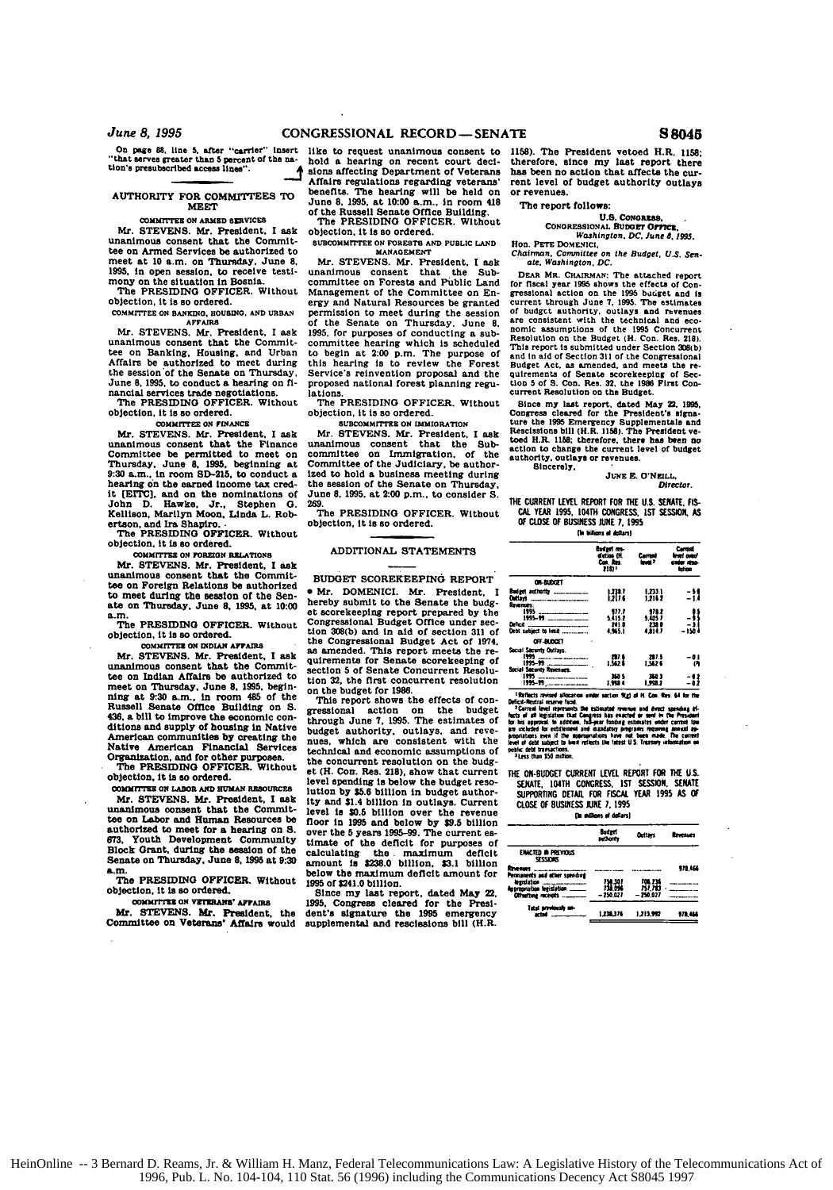On page 88, line 5, after "carrier" insert "that serves greater than 5 percent of the nation's presubscribed access lines".

## AUTHORITY FOR COMMITTEES TO MEET

### COMMITTEE ON ARMED SERVICES

Mr. STEVENS. Mr. President, I ask unanimous consent that the Committee on Armed Services be authorized to meet at 10 a.m. on Thursday, June 8, 1995, in open session, to receive testimony on the situation in Bosnia.

The PRESIDING OFFICER. Without objection, it is so ordered.

### COMMITTEE ON BANKING, HOUSING, AND URBAN AFFAIRS

Mr. STEVENS. Mr. President, I ask unanimous consent that the Committee on Banking, Housing, and Urban Affairs be authorized to meet during the session of the Senate on Thursday, June 8, 1995, to conduct a hearing on financial services trade negotiations.

The PRESIDING OFFICER. Without objection, it is so ordered.

### COMMITTEE ON FINANCE

Mr. STEVENS. Mr. President, I ask unanimous consent that the Finance Committee be permitted to meet on Thursday, June 8, 1995, beginning at 9:30 a.m., in room SD-215, to conduct a hearing on the earned income tax credit [EITC], and on the nominations of John D. Hawke, Jr., Stephen G. Kellison, Marilyn Moon, Linda L. Robertson, and Ira Shapiro.

The PRESIDING OFFICER. Without objection, it is so ordered.

### COMMITTEE ON FOREIGN RELATIONS

Mr. STEVENS. Mr. President, I ask unanimous consent that the Committee on Foreign Relations be authorized to meet during the session of the Senate on Thursday, June 8, 1995, at 10:00 a.m.

The PRESIDING OFFICER. Without objection, it is so ordered.

### COMMITTEE ON INDIAN AFFAIRS

Mr. STEVENS. Mr. President, I ask unanimous consent that the Committee on Indian Affairs be authorized to meet on Thursday, June 8, 1995, beginning at 9:30 a.m., in room 485 of the Russell Senate Office Building on S. 436, a bill to improve the economic conditions and supply of housing in Native American communities by creating the Native American Financial Services Organization, and for other purposes.

The PRESIDING OFFICER. Without objection, it is so ordered.

### COMMITTEE ON LABOR AND HUMAN RESOURCES

Mr. STEVENS. Mr. President, I ask unanimous consent that the Committee on Labor and Human Resources be authorized to meet for a hearing on S. 673, Youth Development Community Block Grant, during the session of the Senate on Thursday, June 8, 1995 at 9:30 a.m.

The PRESIDING OFFICER. Without objection, it is so ordered.

### COMMITTEE ON VETERANS' AFFAIRS

Mr. STEVENS. Mr. President, the Committee on Veterans' Affairs would like to request unanimous consent to hold a hearing on recent court decisions affecting Department of Veterans Affairs regulations regarding veterans' benefits. The hearing will be held on June 8, 1995, at 10:00 a.m., in room 418 of the Russell Senate Office Building.

The PRESIDING OFFICER. Without objection, it is so ordered.

### SUBCOMMITTEE ON FORESTS AND PUBLIC LAND MANAGEMENT

Mr. STEVENS. Mr. President, I ask unanimous consent that the Subcommittee on Forests and Public Land Management of the Committee on Energy and Natural Resources be granted permission to meet during the session of the Senate on Thursday, June 8, 1995, for purposes of conducting a subcommittee hearing which is scheduled to begin at 2:00 p.m. The purpose of this hearing is to review the Forest Service's reinvention proposal and the proposed national forest planning regulations.

The PRESIDING OFFICER. Without objection, it is so ordered.

### SUBCOMMITTEE ON IMMIGRATION

Mr. STEVENS. Mr. President, I ask unanimous consent that the Subcommittee on Immigration, of the Committee of the Judiciary, be authorized to hold a business meeting during the session of the Senate on Thursday, June 8, 1995, at 2:00 p.m., to consider S. 269.

The PRESIDING OFFICER. Without objection, it is so ordered.

## ADDITIONAL STATEMENTS

### BUDGET SCOREKEEPING REPORT

• Mr. DOMENICI. Mr. President, I hereby submit to the Senate the budget scorekeeping report prepared by the Congressional Budget Office under section 308(b) and in aid of section 311 of the Congressional Budget Act of 1974, as amended. This report meets the requirements for Senate scorekeeping of section 5 of Senate Concurrent Resolution 32, the first concurrent resolution on the budget for 1986.

This report shows the effects of congressional action on the budget through June 7, 1995. The estimates of budget authority, outlays, and revenues, which are consistent with the technical and economic assumptions of the concurrent resolution on the budget (H. Con. Res. 218), show that current level spending is below the budget resolution by $5.6 billion in budget authority and $1.4 billion in outlays. Current level is $0.5 billion over the revenue floor in 1995 and below by $9.5 billion over the 5 years 1995–99. The current estimate of the deficit for purposes of calculating the maximum deficit amount is $238.0 billion, $3.1 billion below the maximum deficit amount for 1995 of $241.0 billion.

Since my last report, dated May 22, 1995, Congress cleared for the President's signature the 1995 emergency supplemental and rescissions bill (H.R. 1158). The President vetoed H.R. 1158; therefore, since my last report there has been no action that affects the current level of budget authority outlays or revenues.

The report follows:

U.S. CONGRESS,
CONGRESSIONAL BUDGET OFFICE,
*Washington, DC, June 8, 1995.*

Hon. PETE DOMENICI,
*Chairman, Committee on the Budget, U.S. Senate, Washington, DC.*

DEAR MR. CHAIRMAN: The attached report for fiscal year 1995 shows the effects of Congressional action on the 1995 budget and is current through June 7, 1995. The estimates of budget authority, outlays and revenues are consistent with the technical and economic assumptions of the 1995 Concurrent Resolution on the Budget (H. Con. Res. 218). This report is submitted under Section 308(b) and in aid of Section 311 of the Congressional Budget Act, as amended, and meets the requirements of Senate scorekeeping of Section 5 of S. Con. Res. 32, the 1986 First Concurrent Resolution on the Budget.

Since my last report, dated May 22, 1995, Congress cleared for the President's signature the 1995 Emergency Supplementals and Rescissions bill (H.R. 1158). The President vetoed H.R. 1158; therefore, there has been no action to change the current level of budget authority, outlays or revenues.

Sincerely,

JUNE E. O'NEILL,
*Director.*

THE CURRENT LEVEL REPORT FOR THE U.S. SENATE, FISCAL YEAR 1995, 104TH CONGRESS, 1ST SESSION, AS OF CLOSE OF BUSINESS JUNE 7, 1995

[In billions of dollars]

| | Budget resolution (H. Con. Res. 218)[1] | Current level[2] | Current level over/under resolution |
|---|---|---|---|
| **ON-BUDGET** | | | |
| Budget authority | 1,238.7 | 1,233.1 | −5.6 |
| Outlays | 1,217.6 | 1,216.2 | −1.4 |
| Revenues: | | | |
| 1995 | 977.7 | 978.2 | 0.5 |
| 1995–99 | 5,415.2 | 5,405.7 | −9.5 |
| Deficit | 241.0 | 238.0 | −3.1 |
| Debt subject to limit | 4,965.1 | 4,814.7 | −150.4 |
| **OFF-BUDGET** | | | |
| Social Security Outlays: | | | |
| 1995 | 287.6 | 287.5 | −0.1 |
| 1995–99 | 1,562.6 | 1,562.6 | (3) |
| Social Security Revenues: | | | |
| 1995 | 360.5 | 360.3 | −0.2 |
| 1995–99 | 1,998.4 | 1,998.2 | −0.2 |

[1] Reflects revised allocation under section 9(g) of H. Con. Res. 64 for the Deficit-Neutral reserve fund.

[2] Current level represents the estimated revenue and direct spending effects of all legislation that Congress has enacted or sent to the President for his approval. In addition, full-year funding estimates under current law are included for entitlement and mandatory programs requiring annual appropriations even if the appropriations have not been made. The current level of debt subject to limit reflects the latest U.S. Treasury information on public debt transactions.

[3] Less than $50 million.

THE ON-BUDGET CURRENT LEVEL REPORT FOR THE U.S. SENATE, 104TH CONGRESS, 1ST SESSION, SENATE SUPPORTING DETAIL FOR FISCAL YEAR 1995 AS OF CLOSE OF BUSINESS JUNE 7, 1995

[In millions of dollars]

| | Budget authority | Outlays | Revenues |
|---|---|---|---|
| **ENACTED IN PREVIOUS SESSIONS** | | | |
| Revenues | | | 978,466 |
| Permanents and other spending legislation | 750,307 | 706,236 | |
| Appropriation legislation | 738,096 | 757,783 | |
| Offsetting receipts | −250,027 | −250,027 | |
| Total previously enacted | 1,238,376 | 1,213,992 | 978,466 |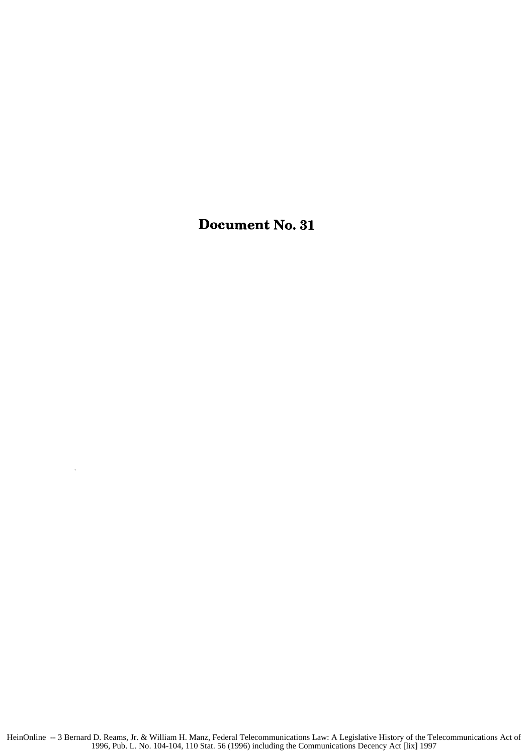# Document No. 31